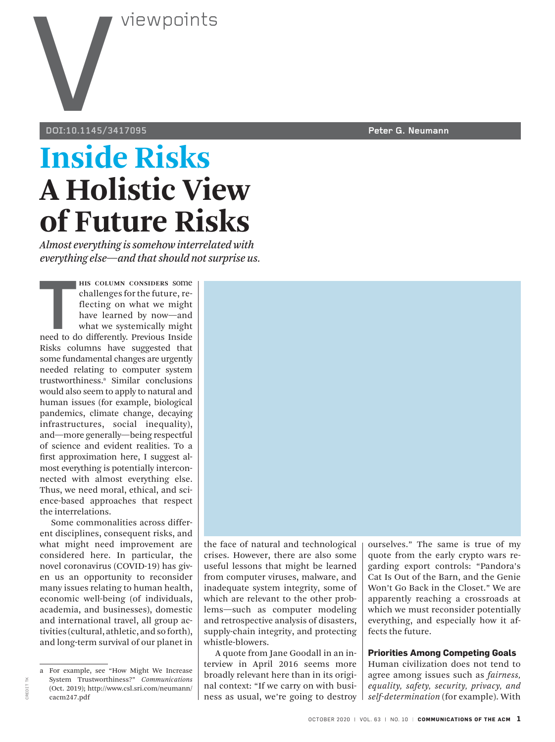viewpoints

DOI:10.1145/3417095

Peter G. Neumann

# Inside Risks
# A Holistic View of Future Risks

*Almost everything is somehow interrelated with everything else—and that should not surprise us.*

THIS COLUMN CONSIDERS some challenges for the future, reflecting on what we might have learned by now—and what we systemically might need to do differently. Previous Inside Risks columns have suggested that some fundamental changes are urgently needed relating to computer system trustworthiness.[a] Similar conclusions would also seem to apply to natural and human issues (for example, biological pandemics, climate change, decaying infrastructures, social inequality), and—more generally—being respectful of science and evident realities. To a first approximation here, I suggest almost everything is potentially interconnected with almost everything else. Thus, we need moral, ethical, and science-based approaches that respect the interrelations.

Some commonalities across different disciplines, consequent risks, and what might need improvement are considered here. In particular, the novel coronavirus (COVID-19) has given us an opportunity to reconsider many issues relating to human health, economic well-being (of individuals, academia, and businesses), domestic and international travel, all group activities (cultural, athletic, and so forth), and long-term survival of our planet in the face of natural and technological crises. However, there are also some useful lessons that might be learned from computer viruses, malware, and inadequate system integrity, some of which are relevant to the other problems—such as computer modeling and retrospective analysis of disasters, supply-chain integrity, and protecting whistle-blowers.

A quote from Jane Goodall in an interview in April 2016 seems more broadly relevant here than in its original context: "If we carry on with business as usual, we're going to destroy ourselves." The same is true of my quote from the early crypto wars regarding export controls: "Pandora's Cat Is Out of the Barn, and the Genie Won't Go Back in the Closet." We are apparently reaching a crossroads at which we must reconsider potentially everything, and especially how it affects the future.

## Priorities Among Competing Goals

Human civilization does not tend to agree among issues such as *fairness, equality, safety, security, privacy, and self-determination* (for example). With

a For example, see "How Might We Increase System Trustworthiness?" *Communications* (Oct. 2019); http://www.csl.sri.com/neumann/cacm247.pdf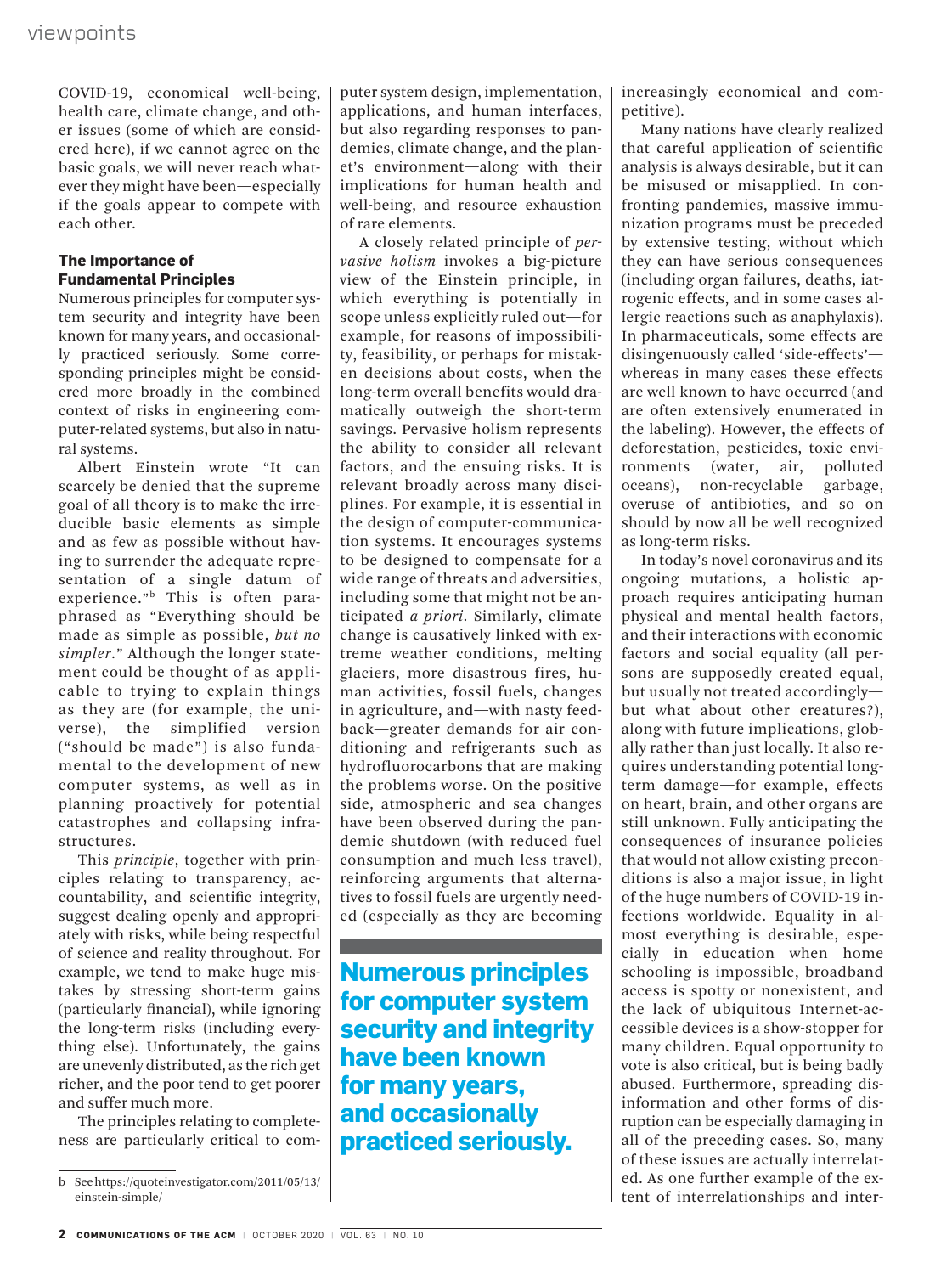COVID-19, economical well-being, health care, climate change, and other issues (some of which are considered here), if we cannot agree on the basic goals, we will never reach whatever they might have been—especially if the goals appear to compete with each other.

## The Importance of Fundamental Principles

Numerous principles for computer system security and integrity have been known for many years, and occasionally practiced seriously. Some corresponding principles might be considered more broadly in the combined context of risks in engineering computer-related systems, but also in natural systems.

Albert Einstein wrote "It can scarcely be denied that the supreme goal of all theory is to make the irreducible basic elements as simple and as few as possible without having to surrender the adequate representation of a single datum of experience."[b] This is often paraphrased as "Everything should be made as simple as possible, *but no simpler*." Although the longer statement could be thought of as applicable to trying to explain things as they are (for example, the universe), the simplified version ("should be made") is also fundamental to the development of new computer systems, as well as in planning proactively for potential catastrophes and collapsing infrastructures.

This *principle*, together with principles relating to transparency, accountability, and scientific integrity, suggest dealing openly and appropriately with risks, while being respectful of science and reality throughout. For example, we tend to make huge mistakes by stressing short-term gains (particularly financial), while ignoring the long-term risks (including everything else). Unfortunately, the gains are unevenly distributed, as the rich get richer, and the poor tend to get poorer and suffer much more.

The principles relating to completeness are particularly critical to computer system design, implementation, applications, and human interfaces, but also regarding responses to pandemics, climate change, and the planet's environment—along with their implications for human health and well-being, and resource exhaustion of rare elements.

A closely related principle of *pervasive holism* invokes a big-picture view of the Einstein principle, in which everything is potentially in scope unless explicitly ruled out—for example, for reasons of impossibility, feasibility, or perhaps for mistaken decisions about costs, when the long-term overall benefits would dramatically outweigh the short-term savings. Pervasive holism represents the ability to consider all relevant factors, and the ensuing risks. It is relevant broadly across many disciplines. For example, it is essential in the design of computer-communication systems. It encourages systems to be designed to compensate for a wide range of threats and adversities, including some that might not be anticipated *a priori*. Similarly, climate change is causatively linked with extreme weather conditions, melting glaciers, more disastrous fires, human activities, fossil fuels, changes in agriculture, and—with nasty feedback—greater demands for air conditioning and refrigerants such as hydrofluorocarbons that are making the problems worse. On the positive side, atmospheric and sea changes have been observed during the pandemic shutdown (with reduced fuel consumption and much less travel), reinforcing arguments that alternatives to fossil fuels are urgently needed (especially as they are becoming increasingly economical and competitive).

> **Numerous principles for computer system security and integrity have been known for many years, and occasionally practiced seriously.**

Many nations have clearly realized that careful application of scientific analysis is always desirable, but it can be misused or misapplied. In confronting pandemics, massive immunization programs must be preceded by extensive testing, without which they can have serious consequences (including organ failures, deaths, iatrogenic effects, and in some cases allergic reactions such as anaphylaxis). In pharmaceuticals, some effects are disingenuously called 'side-effects'—whereas in many cases these effects are well known to have occurred (and are often extensively enumerated in the labeling). However, the effects of deforestation, pesticides, toxic environments (water, air, polluted oceans), non-recyclable garbage, overuse of antibiotics, and so on should by now all be well recognized as long-term risks.

In today's novel coronavirus and its ongoing mutations, a holistic approach requires anticipating human physical and mental health factors, and their interactions with economic factors and social equality (all persons are supposedly created equal, but usually not treated accordingly—but what about other creatures?), along with future implications, globally rather than just locally. It also requires understanding potential long-term damage—for example, effects on heart, brain, and other organs are still unknown. Fully anticipating the consequences of insurance policies that would not allow existing preconditions is also a major issue, in light of the huge numbers of COVID-19 infections worldwide. Equality in almost everything is desirable, especially in education when home schooling is impossible, broadband access is spotty or nonexistent, and the lack of ubiquitous Internet-accessible devices is a show-stopper for many children. Equal opportunity to vote is also critical, but is being badly abused. Furthermore, spreading disinformation and other forms of disruption can be especially damaging in all of the preceding cases. So, many of these issues are actually interrelated. As one further example of the extent of interrelationships and inter-

b See https://quoteinvestigator.com/2011/05/13/einstein-simple/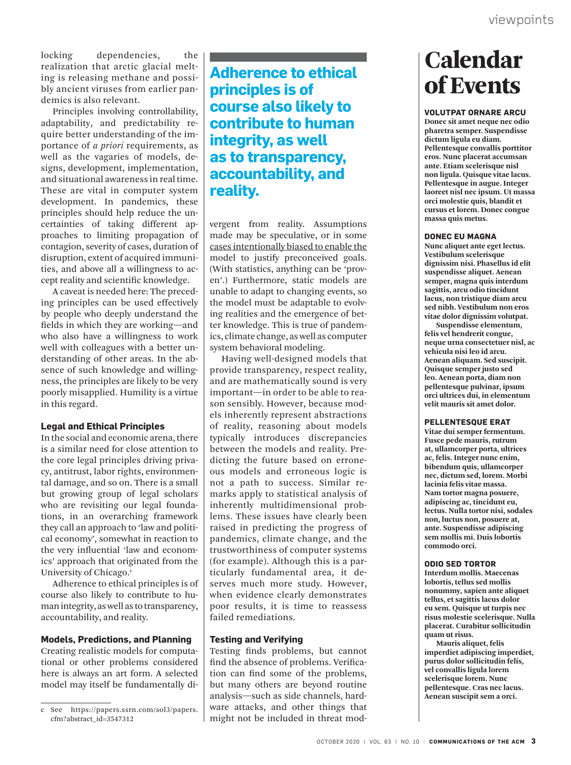locking dependencies, the realization that arctic glacial melting is releasing methane and possibly ancient viruses from earlier pandemics is also relevant.

Principles involving controllability, adaptability, and predictability require better understanding of the importance of *a priori* requirements, as well as the vagaries of models, designs, development, implementation, and situational awareness in real time. These are vital in computer system development. In pandemics, these principles should help reduce the uncertainties of taking different approaches to limiting propagation of contagion, severity of cases, duration of disruption, extent of acquired immunities, and above all a willingness to accept reality and scientific knowledge.

A caveat is needed here: The preceding principles can be used effectively by people who deeply understand the fields in which they are working—and who also have a willingness to work well with colleagues with a better understanding of other areas. In the absence of such knowledge and willingness, the principles are likely to be very poorly misapplied. Humility is a virtue in this regard.

### Legal and Ethical Principles

In the social and economic arena, there is a similar need for close attention to the core legal principles driving privacy, antitrust, labor rights, environmental damage, and so on. There is a small but growing group of legal scholars who are revisiting our legal foundations, in an overarching framework they call an approach to 'law and political economy', somewhat in reaction to the very influential 'law and economics' approach that originated from the University of Chicago.[c]

Adherence to ethical principles is of course also likely to contribute to human integrity, as well as to transparency, accountability, and reality.

**Adherence to ethical principles is of course also likely to contribute to human integrity, as well as to transparency, accountability, and reality.**

### Models, Predictions, and Planning

Creating realistic models for computational or other problems considered here is always an art form. A selected model may itself be fundamentally divergent from reality. Assumptions made may be speculative, or in some cases intentionally biased to enable the model to justify preconceived goals. (With statistics, anything can be 'proven'.) Furthermore, static models are unable to adapt to changing events, so the model must be adaptable to evolving realities and the emergence of better knowledge. This is true of pandemics, climate change, as well as computer system behavioral modeling.

Having well-designed models that provide transparency, respect reality, and are mathematically sound is very important—in order to be able to reason sensibly. However, because models inherently represent abstractions of reality, reasoning about models typically introduces discrepancies between the models and reality. Predicting the future based on erroneous models and erroneous logic is not a path to success. Similar remarks apply to statistical analysis of inherently multidimensional problems. These issues have clearly been raised in predicting the progress of pandemics, climate change, and the trustworthiness of computer systems (for example). Although this is a particularly fundamental area, it deserves much more study. However, when evidence clearly demonstrates poor results, it is time to reassess failed remediations.

### Testing and Verifying

Testing finds problems, but cannot find the absence of problems. Verification can find some of the problems, but many others are beyond routine analysis—such as side channels, hardware attacks, and other things that might not be included in threat mod-

c See https://papers.ssrn.com/sol3/papers.cfm?abstract_id=3547312

# Calendar of Events

**VOLUTPAT ORNARE ARCU**
**Donec sit amet neque nec odio pharetra semper. Suspendisse dictum ligula eu diam. Pellentesque convallis porttitor eros. Nunc placerat accumsan ante. Etiam scelerisque nisl non ligula. Quisque vitae lacus. Pellentesque in augue. Integer laoreet nisl nec ipsum. Ut massa orci molestie quis, blandit et cursus et lorem. Donec congue massa quis metus.**

**DONEC EU MAGNA**
**Nunc aliquet ante eget lectus. Vestibulum scelerisque dignissim nisi. Phasellus id elit suspendisse aliquet. Aenean semper, magna quis interdum sagittis, arcu odio tincidunt lacus, non tristique diam arcu sed nibh. Vestibulum non eros vitae dolor dignissim volutpat.**

**Suspendisse elementum, felis vel hendrerit congue, neque urna consectetuer nisl, ac vehicula nisi leo id arcu. Aenean aliquam. Sed suscipit. Quisque semper justo sed leo. Aenean porta, diam non pellentesque pulvinar, ipsum orci ultrices dui, in elementum velit mauris sit amet dolor.**

**PELLENTESQUE ERAT**
**Vitae dui semper fermentum. Fusce pede mauris, rutrum at, ullamcorper porta, ultrices ac, felis. Integer nunc enim, bibendum quis, ullamcorper nec, dictum sed, lorem. Morbi lacinia felis vitae massa. Nam tortor magna posuere, adipiscing ac, tincidunt eu, lectus. Nulla tortor nisi, sodales non, luctus non, posuere at, ante. Suspendisse adipiscing sem mollis mi. Duis lobortis commodo orci.**

**ODIO SED TORTOR**
**Interdum mollis. Maecenas lobortis, tellus sed mollis nonummy, sapien ante aliquet tellus, et sagittis lacus dolor eu sem. Quisque ut turpis nec risus molestie scelerisque. Nulla placerat. Curabitur sollicitudin quam ut risus.**

**Mauris aliquet, felis imperdiet adipiscing imperdiet, purus dolor sollicitudin felis, vel convallis ligula lorem scelerisque lorem. Nunc pellentesque. Cras nec lacus. Aenean suscipit sem a orci.**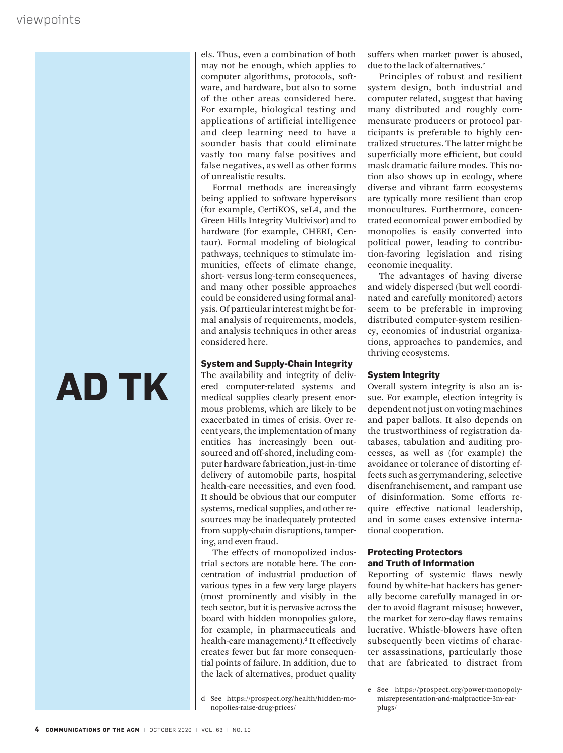els. Thus, even a combination of both may not be enough, which applies to computer algorithms, protocols, software, and hardware, but also to some of the other areas considered here. For example, biological testing and applications of artificial intelligence and deep learning need to have a sounder basis that could eliminate vastly too many false positives and false negatives, as well as other forms of unrealistic results.

Formal methods are increasingly being applied to software hypervisors (for example, CertiKOS, seL4, and the Green Hills Integrity Multivisor) and to hardware (for example, CHERI, Centaur). Formal modeling of biological pathways, techniques to stimulate immunities, effects of climate change, short- versus long-term consequences, and many other possible approaches could be considered using formal analysis. Of particular interest might be formal analysis of requirements, models, and analysis techniques in other areas considered here.

AD TK

### System and Supply-Chain Integrity

The availability and integrity of delivered computer-related systems and medical supplies clearly present enormous problems, which are likely to be exacerbated in times of crisis. Over recent years, the implementation of many entities has increasingly been outsourced and off-shored, including computer hardware fabrication, just-in-time delivery of automobile parts, hospital health-care necessities, and even food. It should be obvious that our computer systems, medical supplies, and other resources may be inadequately protected from supply-chain disruptions, tampering, and even fraud.

The effects of monopolized industrial sectors are notable here. The concentration of industrial production of various types in a few very large players (most prominently and visibly in the tech sector, but it is pervasive across the board with hidden monopolies galore, for example, in pharmaceuticals and health-care management).[d] It effectively creates fewer but far more consequential points of failure. In addition, due to the lack of alternatives, product quality suffers when market power is abused, due to the lack of alternatives.[e]

Principles of robust and resilient system design, both industrial and computer related, suggest that having many distributed and roughly commensurate producers or protocol participants is preferable to highly centralized structures. The latter might be superficially more efficient, but could mask dramatic failure modes. This notion also shows up in ecology, where diverse and vibrant farm ecosystems are typically more resilient than crop monocultures. Furthermore, concentrated economical power embodied by monopolies is easily converted into political power, leading to contribution-favoring legislation and rising economic inequality.

The advantages of having diverse and widely dispersed (but well coordinated and carefully monitored) actors seem to be preferable in improving distributed computer-system resiliency, economies of industrial organizations, approaches to pandemics, and thriving ecosystems.

### System Integrity

Overall system integrity is also an issue. For example, election integrity is dependent not just on voting machines and paper ballots. It also depends on the trustworthiness of registration databases, tabulation and auditing processes, as well as (for example) the avoidance or tolerance of distorting effects such as gerrymandering, selective disenfranchisement, and rampant use of disinformation. Some efforts require effective national leadership, and in some cases extensive international cooperation.

### Protecting Protectors and Truth of Information

Reporting of systemic flaws newly found by white-hat hackers has generally become carefully managed in order to avoid flagrant misuse; however, the market for zero-day flaws remains lucrative. Whistle-blowers have often subsequently been victims of character assassinations, particularly those that are fabricated to distract from

---

d See https://prospect.org/health/hidden-monopolies-raise-drug-prices/

e See https://prospect.org/power/monopoly-misrepresentation-and-malpractice-3m-earplugs/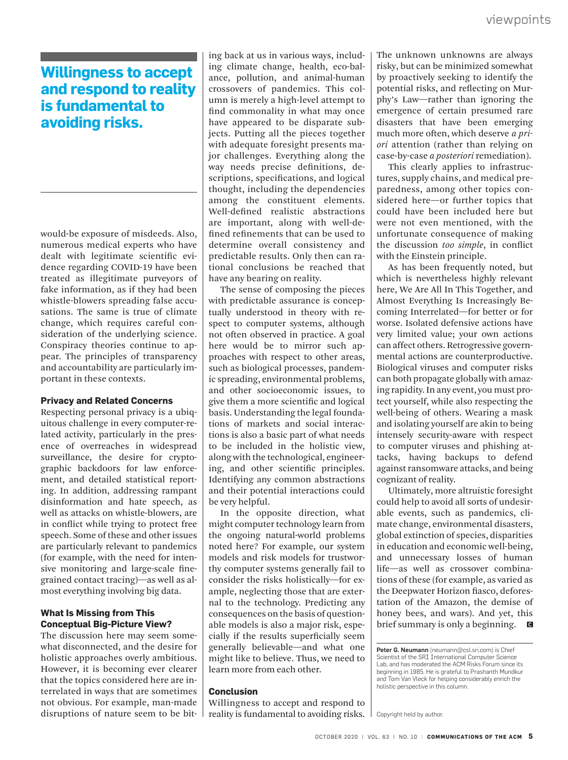**Willingness to accept and respond to reality is fundamental to avoiding risks.**

would-be exposure of misdeeds. Also, numerous medical experts who have dealt with legitimate scientific evidence regarding COVID-19 have been treated as illegitimate purveyors of fake information, as if they had been whistle-blowers spreading false accusations. The same is true of climate change, which requires careful consideration of the underlying science. Conspiracy theories continue to appear. The principles of transparency and accountability are particularly important in these contexts.

### Privacy and Related Concerns

Respecting personal privacy is a ubiquitous challenge in every computer-related activity, particularly in the presence of overreaches in widespread surveillance, the desire for cryptographic backdoors for law enforcement, and detailed statistical reporting. In addition, addressing rampant disinformation and hate speech, as well as attacks on whistle-blowers, are in conflict while trying to protect free speech. Some of these and other issues are particularly relevant to pandemics (for example, with the need for intensive monitoring and large-scale fine-grained contact tracing)—as well as almost everything involving big data.

### What Is Missing from This Conceptual Big-Picture View?

The discussion here may seem somewhat disconnected, and the desire for holistic approaches overly ambitious. However, it is becoming ever clearer that the topics considered here are interrelated in ways that are sometimes not obvious. For example, man-made disruptions of nature seem to be biting back at us in various ways, including climate change, health, eco-balance, pollution, and animal-human crossovers of pandemics. This column is merely a high-level attempt to find commonality in what may once have appeared to be disparate subjects. Putting all the pieces together with adequate foresight presents major challenges. Everything along the way needs precise definitions, descriptions, specifications, and logical thought, including the dependencies among the constituent elements. Well-defined realistic abstractions are important, along with well-defined refinements that can be used to determine overall consistency and predictable results. Only then can rational conclusions be reached that have any bearing on reality.

The sense of composing the pieces with predictable assurance is conceptually understood in theory with respect to computer systems, although not often observed in practice. A goal here would be to mirror such approaches with respect to other areas, such as biological processes, pandemic spreading, environmental problems, and other socioeconomic issues, to give them a more scientific and logical basis. Understanding the legal foundations of markets and social interactions is also a basic part of what needs to be included in the holistic view, along with the technological, engineering, and other scientific principles. Identifying any common abstractions and their potential interactions could be very helpful.

In the opposite direction, what might computer technology learn from the ongoing natural-world problems noted here? For example, our system models and risk models for trustworthy computer systems generally fail to consider the risks holistically—for example, neglecting those that are external to the technology. Predicting any consequences on the basis of questionable models is also a major risk, especially if the results superficially seem generally believable—and what one might like to believe. Thus, we need to learn more from each other.

### Conclusion

Willingness to accept and respond to reality is fundamental to avoiding risks. The unknown unknowns are always risky, but can be minimized somewhat by proactively seeking to identify the potential risks, and reflecting on Murphy's Law—rather than ignoring the emergence of certain presumed rare disasters that have been emerging much more often, which deserve *a priori* attention (rather than relying on case-by-case *a posteriori* remediation).

This clearly applies to infrastructures, supply chains, and medical preparedness, among other topics considered here—or further topics that could have been included here but were not even mentioned, with the unfortunate consequence of making the discussion *too simple*, in conflict with the Einstein principle.

As has been frequently noted, but which is nevertheless highly relevant here, We Are All In This Together, and Almost Everything Is Increasingly Becoming Interrelated—for better or for worse. Isolated defensive actions have very limited value; your own actions can affect others. Retrogressive governmental actions are counterproductive. Biological viruses and computer risks can both propagate globally with amazing rapidity. In any event, you must protect yourself, while also respecting the well-being of others. Wearing a mask and isolating yourself are akin to being intensely security-aware with respect to computer viruses and phishing attacks, having backups to defend against ransomware attacks, and being cognizant of reality.

Ultimately, more altruistic foresight could help to avoid all sorts of undesirable events, such as pandemics, climate change, environmental disasters, global extinction of species, disparities in education and economic well-being, and unnecessary losses of human life—as well as crossover combinations of these (for example, as varied as the Deepwater Horizon fiasco, deforestation of the Amazon, the demise of honey bees, and wars). And yet, this brief summary is only a beginning.

**Peter G. Neumann** (neumann@csl.sri.com) is Chief Scientist of the SRI International Computer Science Lab, and has moderated the ACM Risks Forum since its beginning in 1985. He is grateful to Prashanth Mundkur and Tom Van Vleck for helping considerably enrich the holistic perspective in this column.

Copyright held by author.